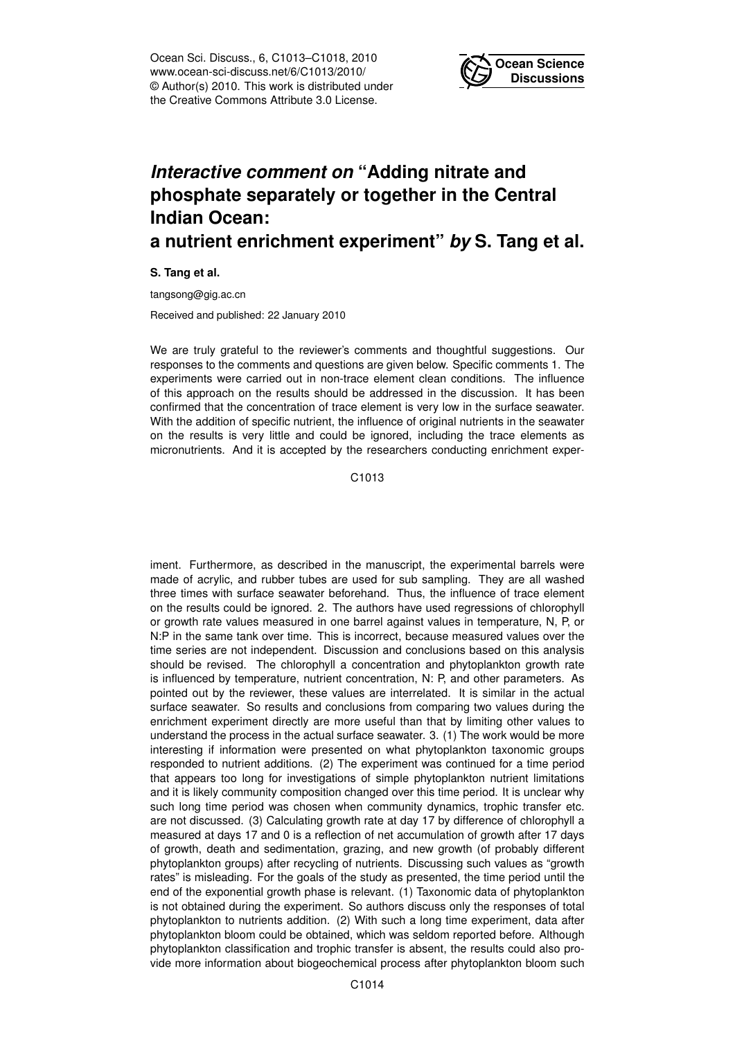# *Interactive comment on* "Adding nitrate and phosphate separately or together in the Central Indian Ocean: a nutrient enrichment experiment" *by* S. Tang et al.

**S. Tang et al.**

tangsong@gig.ac.cn

Received and published: 22 January 2010

We are truly grateful to the reviewer's comments and thoughtful suggestions. Our responses to the comments and questions are given below. Specific comments 1. The experiments were carried out in non-trace element clean conditions. The influence of this approach on the results should be addressed in the discussion. It has been confirmed that the concentration of trace element is very low in the surface seawater. With the addition of specific nutrient, the influence of original nutrients in the seawater on the results is very little and could be ignored, including the trace elements as micronutrients. And it is accepted by the researchers conducting enrichment experiment. Furthermore, as described in the manuscript, the experimental barrels were made of acrylic, and rubber tubes are used for sub sampling. They are all washed three times with surface seawater beforehand. Thus, the influence of trace element on the results could be ignored. 2. The authors have used regressions of chlorophyll or growth rate values measured in one barrel against values in temperature, N, P, or N:P in the same tank over time. This is incorrect, because measured values over the time series are not independent. Discussion and conclusions based on this analysis should be revised. The chlorophyll a concentration and phytoplankton growth rate is influenced by temperature, nutrient concentration, N: P, and other parameters. As pointed out by the reviewer, these values are interrelated. It is similar in the actual surface seawater. So results and conclusions from comparing two values during the enrichment experiment directly are more useful than that by limiting other values to understand the process in the actual surface seawater. 3. (1) The work would be more interesting if information were presented on what phytoplankton taxonomic groups responded to nutrient additions. (2) The experiment was continued for a time period that appears too long for investigations of simple phytoplankton nutrient limitations and it is likely community composition changed over this time period. It is unclear why such long time period was chosen when community dynamics, trophic transfer etc. are not discussed. (3) Calculating growth rate at day 17 by difference of chlorophyll a measured at days 17 and 0 is a reflection of net accumulation of growth after 17 days of growth, death and sedimentation, grazing, and new growth (of probably different phytoplankton groups) after recycling of nutrients. Discussing such values as "growth rates" is misleading. For the goals of the study as presented, the time period until the end of the exponential growth phase is relevant. (1) Taxonomic data of phytoplankton is not obtained during the experiment. So authors discuss only the responses of total phytoplankton to nutrients addition. (2) With such a long time experiment, data after phytoplankton bloom could be obtained, which was seldom reported before. Although phytoplankton classification and trophic transfer is absent, the results could also provide more information about biogeochemical process after phytoplankton bloom such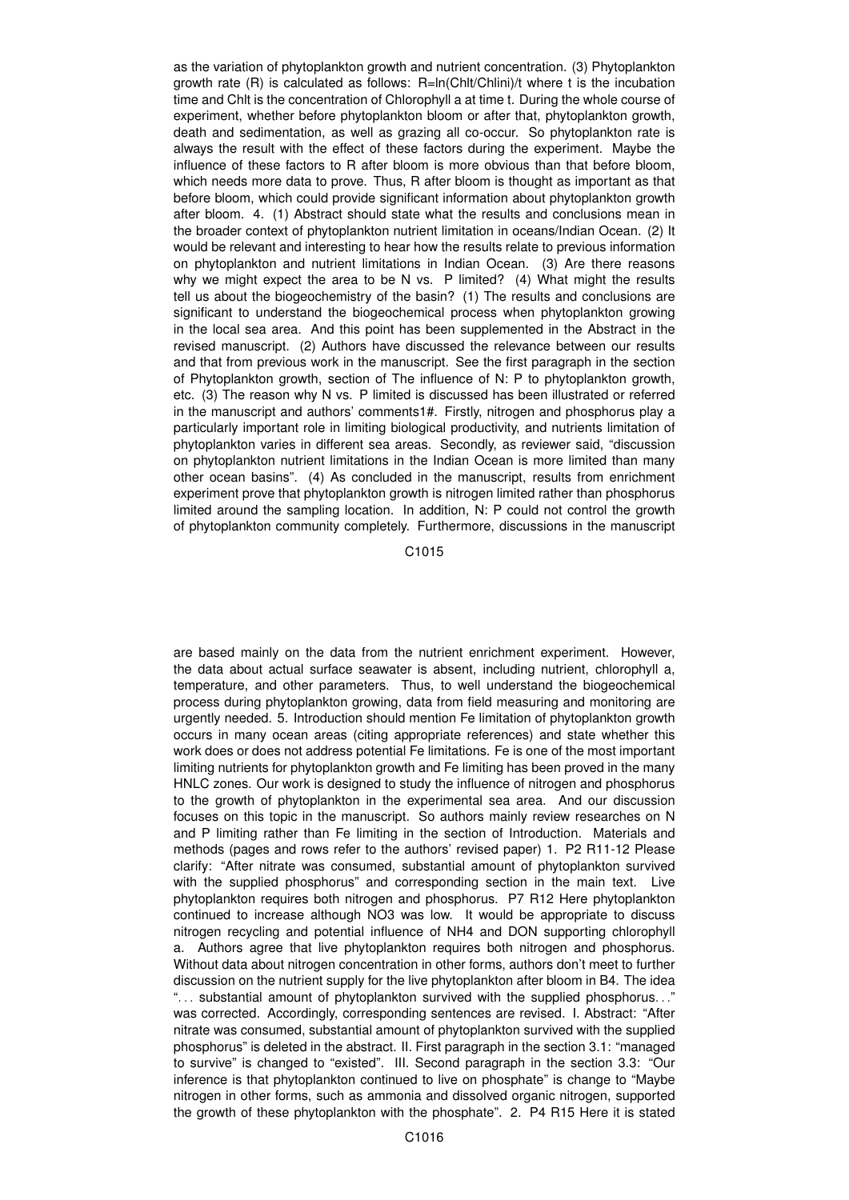as the variation of phytoplankton growth and nutrient concentration. (3) Phytoplankton growth rate (R) is calculated as follows: $R=\ln(Chlt/Chlini)/t$ where t is the incubation time and Chlt is the concentration of Chlorophyll a at time t. During the whole course of experiment, whether before phytoplankton bloom or after that, phytoplankton growth, death and sedimentation, as well as grazing all co-occur. So phytoplankton rate is always the result with the effect of these factors during the experiment. Maybe the influence of these factors to R after bloom is more obvious than that before bloom, which needs more data to prove. Thus, R after bloom is thought as important as that before bloom, which could provide significant information about phytoplankton growth after bloom. 4. (1) Abstract should state what the results and conclusions mean in the broader context of phytoplankton nutrient limitation in oceans/Indian Ocean. (2) It would be relevant and interesting to hear how the results relate to previous information on phytoplankton and nutrient limitations in Indian Ocean. (3) Are there reasons why we might expect the area to be N vs. P limited? (4) What might the results tell us about the biogeochemistry of the basin? (1) The results and conclusions are significant to understand the biogeochemical process when phytoplankton growing in the local sea area. And this point has been supplemented in the Abstract in the revised manuscript. (2) Authors have discussed the relevance between our results and that from previous work in the manuscript. See the first paragraph in the section of Phytoplankton growth, section of The influence of N: P to phytoplankton growth, etc. (3) The reason why N vs. P limited is discussed has been illustrated or referred in the manuscript and authors' comments1#. Firstly, nitrogen and phosphorus play a particularly important role in limiting biological productivity, and nutrients limitation of phytoplankton varies in different sea areas. Secondly, as reviewer said, "discussion on phytoplankton nutrient limitations in the Indian Ocean is more limited than many other ocean basins". (4) As concluded in the manuscript, results from enrichment experiment prove that phytoplankton growth is nitrogen limited rather than phosphorus limited around the sampling location. In addition, N: P could not control the growth of phytoplankton community completely. Furthermore, discussions in the manuscript are based mainly on the data from the nutrient enrichment experiment. However, the data about actual surface seawater is absent, including nutrient, chlorophyll a, temperature, and other parameters. Thus, to well understand the biogeochemical process during phytoplankton growing, data from field measuring and monitoring are urgently needed. 5. Introduction should mention Fe limitation of phytoplankton growth occurs in many ocean areas (citing appropriate references) and state whether this work does or does not address potential Fe limitations. Fe is one of the most important limiting nutrients for phytoplankton growth and Fe limiting has been proved in the many HNLC zones. Our work is designed to study the influence of nitrogen and phosphorus to the growth of phytoplankton in the experimental sea area. And our discussion focuses on this topic in the manuscript. So authors mainly review researches on N and P limiting rather than Fe limiting in the section of Introduction. Materials and methods (pages and rows refer to the authors' revised paper) 1. P2 R11-12 Please clarify: "After nitrate was consumed, substantial amount of phytoplankton survived with the supplied phosphorus" and corresponding section in the main text. Live phytoplankton requires both nitrogen and phosphorus. P7 R12 Here phytoplankton continued to increase although NO3 was low. It would be appropriate to discuss nitrogen recycling and potential influence of NH4 and DON supporting chlorophyll a. Authors agree that live phytoplankton requires both nitrogen and phosphorus. Without data about nitrogen concentration in other forms, authors don't meet to further discussion on the nutrient supply for the live phytoplankton after bloom in B4. The idea "... substantial amount of phytoplankton survived with the supplied phosphorus..." was corrected. Accordingly, corresponding sentences are revised. I. Abstract: "After nitrate was consumed, substantial amount of phytoplankton survived with the supplied phosphorus" is deleted in the abstract. II. First paragraph in the section 3.1: "managed to survive" is changed to "existed". III. Second paragraph in the section 3.3: "Our inference is that phytoplankton continued to live on phosphate" is change to "Maybe nitrogen in other forms, such as ammonia and dissolved organic nitrogen, supported the growth of these phytoplankton with the phosphate". 2. P4 R15 Here it is stated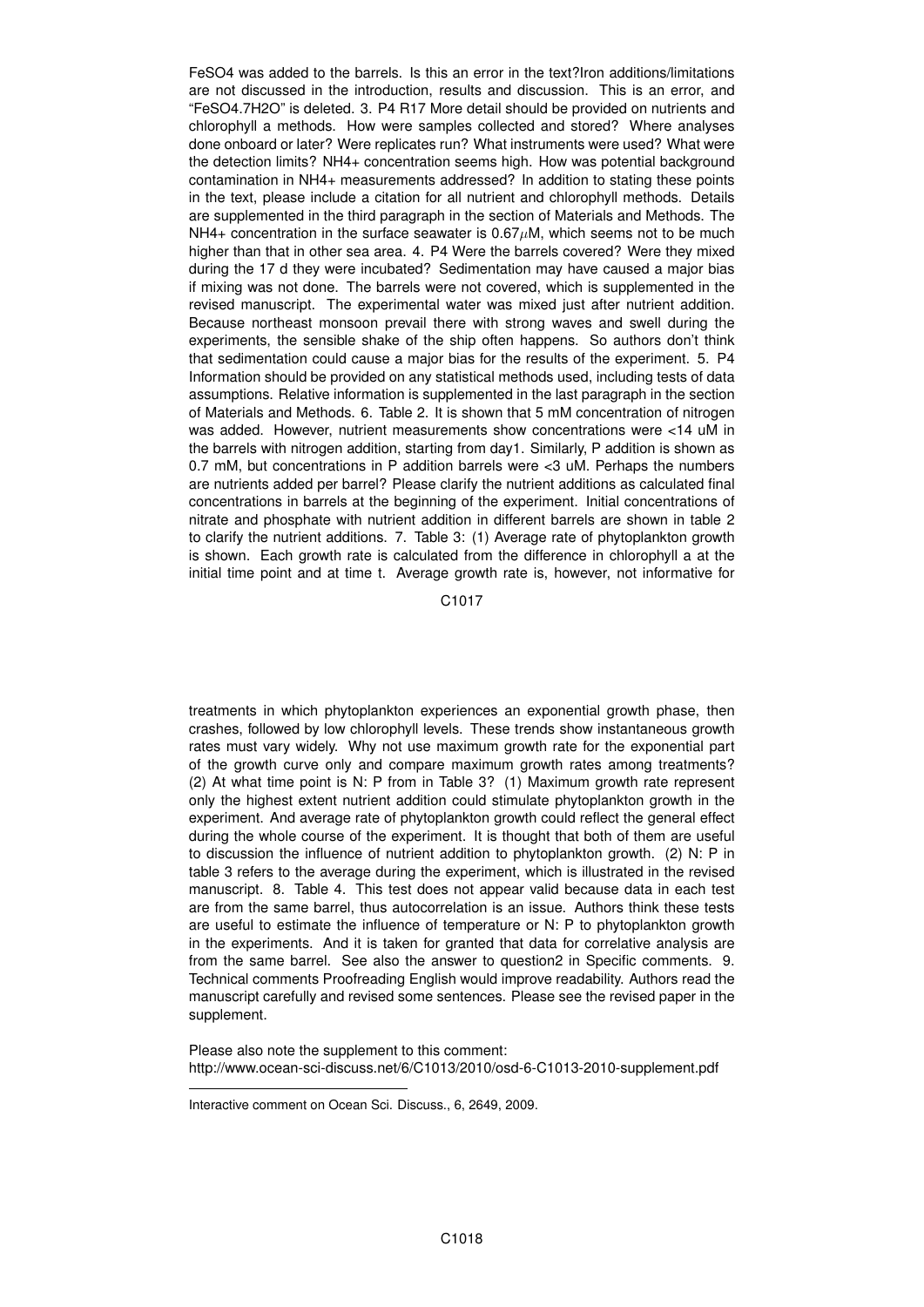FeSO4 was added to the barrels. Is this an error in the text?Iron additions/limitations are not discussed in the introduction, results and discussion. This is an error, and "$FeSO_4 \cdot 7H_2O$" is deleted. 3. P4 R17 More detail should be provided on nutrients and chlorophyll a methods. How were samples collected and stored? Where analyses done onboard or later? Were replicates run? What instruments were used? What were the detection limits? $NH_4^+$ concentration seems high. How was potential background contamination in $NH_4^+$ measurements addressed? In addition to stating these points in the text, please include a citation for all nutrient and chlorophyll methods. Details are supplemented in the third paragraph in the section of Materials and Methods. The $NH_4^+$ concentration in the surface seawater is 0.67$\mu$M, which seems not to be much higher than that in other sea area. 4. P4 Were the barrels covered? Were they mixed during the 17 d they were incubated? Sedimentation may have caused a major bias if mixing was not done. The barrels were not covered, which is supplemented in the revised manuscript. The experimental water was mixed just after nutrient addition. Because northeast monsoon prevail there with strong waves and swell during the experiments, the sensible shake of the ship often happens. So authors don't think that sedimentation could cause a major bias for the results of the experiment. 5. P4 Information should be provided on any statistical methods used, including tests of data assumptions. Relative information is supplemented in the last paragraph in the section of Materials and Methods. 6. Table 2. It is shown that 5 mM concentration of nitrogen was added. However, nutrient measurements show concentrations were <14 uM in the barrels with nitrogen addition, starting from day1. Similarly, P addition is shown as 0.7 mM, but concentrations in P addition barrels were <3 uM. Perhaps the numbers are nutrients added per barrel? Please clarify the nutrient additions as calculated final concentrations in barrels at the beginning of the experiment. Initial concentrations of nitrate and phosphate with nutrient addition in different barrels are shown in table 2 to clarify the nutrient additions. 7. Table 3: (1) Average rate of phytoplankton growth is shown. Each growth rate is calculated from the difference in chlorophyll a at the initial time point and at time t. Average growth rate is, however, not informative for treatments in which phytoplankton experiences an exponential growth phase, then crashes, followed by low chlorophyll levels. These trends show instantaneous growth rates must vary widely. Why not use maximum growth rate for the exponential part of the growth curve only and compare maximum growth rates among treatments? (2) At what time point is N: P from in Table 3? (1) Maximum growth rate represent only the highest extent nutrient addition could stimulate phytoplankton growth in the experiment. And average rate of phytoplankton growth could reflect the general effect during the whole course of the experiment. It is thought that both of them are useful to discussion the influence of nutrient addition to phytoplankton growth. (2) N: P in table 3 refers to the average during the experiment, which is illustrated in the revised manuscript. 8. Table 4. This test does not appear valid because data in each test are from the same barrel, thus autocorrelation is an issue. Authors think these tests are useful to estimate the influence of temperature or N: P to phytoplankton growth in the experiments. And it is taken for granted that data for correlative analysis are from the same barrel. See also the answer to question2 in Specific comments. 9. Technical comments Proofreading English would improve readability. Authors read the manuscript carefully and revised some sentences. Please see the revised paper in the supplement.

Please also note the supplement to this comment:
http://www.ocean-sci-discuss.net/6/C1013/2010/osd-6-C1013-2010-supplement.pdf

---

Interactive comment on Ocean Sci. Discuss., 6, 2649, 2009.